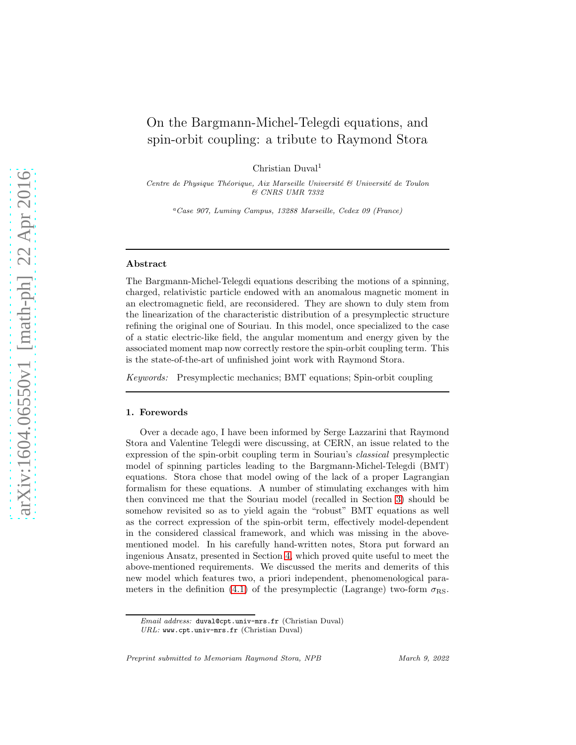# On the Bargmann-Michel-Telegdi equations, and spin-orbit coupling: a tribute to Raymond Stora

Christian Duval[1]

*Centre de Physique Théorique, Aix Marseille Université & Université de Toulon & CNRS UMR 7332*

[a]*Case 907, Luminy Campus, 13288 Marseille, Cedex 09 (France)*

---

## Abstract

The Bargmann-Michel-Telegdi equations describing the motions of a spinning, charged, relativistic particle endowed with an anomalous magnetic moment in an electromagnetic field, are reconsidered. They are shown to duly stem from the linearization of the characteristic distribution of a presymplectic structure refining the original one of Souriau. In this model, once specialized to the case of a static electric-like field, the angular momentum and energy given by the associated moment map now correctly restore the spin-orbit coupling term. This is the state-of-the-art of unfinished joint work with Raymond Stora.

*Keywords:* Presymplectic mechanics; BMT equations; Spin-orbit coupling

---

### 1. Forewords

Over a decade ago, I have been informed by Serge Lazzarini that Raymond Stora and Valentine Telegdi were discussing, at CERN, an issue related to the expression of the spin-orbit coupling term in Souriau's *classical* presymplectic model of spinning particles leading to the Bargmann-Michel-Telegdi (BMT) equations. Stora chose that model owing of the lack of a proper Lagrangian formalism for these equations. A number of stimulating exchanges with him then convinced me that the Souriau model (recalled in Section 3) should be somehow revisited so as to yield again the "robust" BMT equations as well as the correct expression of the spin-orbit term, effectively model-dependent in the considered classical framework, and which was missing in the above-mentioned model. In his carefully hand-written notes, Stora put forward an ingenious Ansatz, presented in Section 4, which proved quite useful to meet the above-mentioned requirements. We discussed the merits and demerits of this new model which features two, a priori independent, phenomenological parameters in the definition (4.1) of the presymplectic (Lagrange) two-form $\sigma_{\mathrm{RS}}$.

---

*Email address:* duval@cpt.univ-mrs.fr (Christian Duval)
*URL:* www.cpt.univ-mrs.fr (Christian Duval)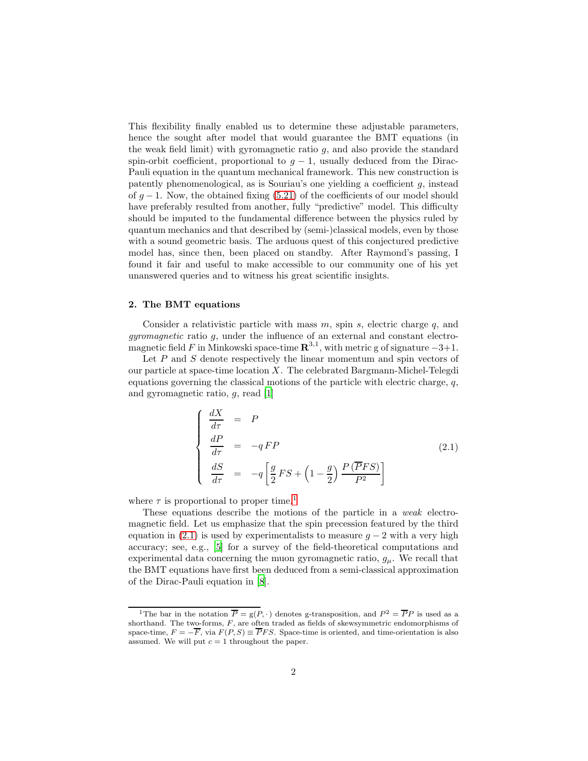This flexibility finally enabled us to determine these adjustable parameters, hence the sought after model that would guarantee the BMT equations (in the weak field limit) with gyromagnetic ratio $g$, and also provide the standard spin-orbit coefficient, proportional to $g-1$, usually deduced from the Dirac-Pauli equation in the quantum mechanical framework. This new construction is patently phenomenological, as is Souriau's one yielding a coefficient $g$, instead of $g-1$. Now, the obtained fixing (5.21) of the coefficients of our model should have preferably resulted from another, fully "predictive" model. This difficulty should be imputed to the fundamental difference between the physics ruled by quantum mechanics and that described by (semi-)classical models, even by those with a sound geometric basis. The arduous quest of this conjectured predictive model has, since then, been placed on standby. After Raymond's passing, I found it fair and useful to make accessible to our community one of his yet unanswered queries and to witness his great scientific insights.

### 2. The BMT equations

Consider a relativistic particle with mass $m$, spin $s$, electric charge $q$, and *gyromagnetic* ratio $g$, under the influence of an external and constant electromagnetic field $F$ in Minkowski space-time $\mathbf{R}^{3,1}$, with metric $\mathrm{g}$ of signature $-3+1$.

Let $P$ and $S$ denote respectively the linear momentum and spin vectors of our particle at space-time location $X$. The celebrated Bargmann-Michel-Telegdi equations governing the classical motions of the particle with electric charge, $q$, and gyromagnetic ratio, $g$, read [1]

$$
\left\{
\begin{array}{rcl}
\dfrac{dX}{d\tau} & = & P \\[2mm]
\dfrac{dP}{d\tau} & = & -q\,FP \\[2mm]
\dfrac{dS}{d\tau} & = & -q\left[\dfrac{g}{2}\,FS + \left(1-\dfrac{g}{2}\right)\dfrac{P\,(\overline{P}FS)}{P^2}\right]
\end{array}
\right.
\tag{2.1}
$$

where $\tau$ is proportional to proper time.[1]

These equations describe the motions of the particle in a *weak* electromagnetic field. Let us emphasize that the spin precession featured by the third equation in (2.1) is used by experimentalists to measure $g-2$ with a very high accuracy; see, e.g., [5] for a survey of the field-theoretical computations and experimental data concerning the muon gyromagnetic ratio, $g_\mu$. We recall that the BMT equations have first been deduced from a semi-classical approximation of the Dirac-Pauli equation in [8].

[1] The bar in the notation $\overline{P} = \mathrm{g}(P,\cdot)$ denotes g-transposition, and $P^2 = \overline{P}P$ is used as a shorthand. The two-forms, $F$, are often traded as fields of skewsymmetric endomorphisms of space-time, $F = -\overline{F}$, via $F(P,S) \equiv \overline{P}FS$. Space-time is oriented, and time-orientation is also assumed. We will put $c = 1$ throughout the paper.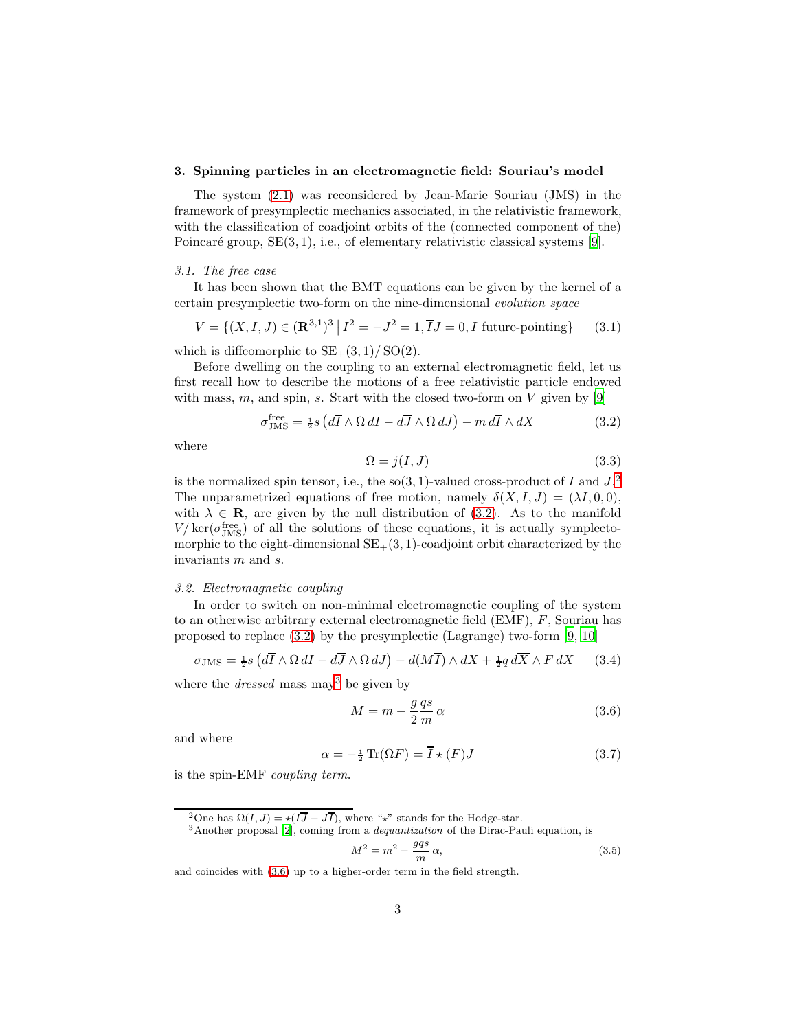## 3. Spinning particles in an electromagnetic field: Souriau's model

The system (2.1) was reconsidered by Jean-Marie Souriau (JMS) in the framework of presymplectic mechanics associated, in the relativistic framework, with the classification of coadjoint orbits of the (connected component of the) Poincaré group, $\mathrm{SE}(3,1)$, i.e., of elementary relativistic classical systems [9].

### 3.1. The free case

It has been shown that the BMT equations can be given by the kernel of a certain presymplectic two-form on the nine-dimensional *evolution space*

$$V = \{(X,I,J) \in (\mathbf{R}^{3,1})^3 \,|\, I^2 = -J^2 = 1, \overline{I}J = 0, I \text{ future-pointing}\} \tag{3.1}$$

which is diffeomorphic to $\mathrm{SE}_+(3,1)/\,\mathrm{SO}(2)$.

Before dwelling on the coupling to an external electromagnetic field, let us first recall how to describe the motions of a free relativistic particle endowed with mass, $m$, and spin, $s$. Start with the closed two-form on $V$ given by [9]

$$\sigma_{\mathrm{JMS}}^{\mathrm{free}} = \tfrac{1}{2}s\left(d\overline{I}\wedge\Omega\,dI - d\overline{J}\wedge\Omega\,dJ\right) - m\,d\overline{I}\wedge dX \tag{3.2}$$

where

$$\Omega = j(I,J) \tag{3.3}$$

is the normalized spin tensor, i.e., the $\mathrm{so}(3,1)$-valued cross-product of $I$ and $J$.[2] The unparametrized equations of free motion, namely $\delta(X,I,J) = (\lambda I, 0, 0)$, with $\lambda \in \mathbf{R}$, are given by the null distribution of (3.2). As to the manifold $V/\ker(\sigma_{\mathrm{JMS}}^{\mathrm{free}})$ of all the solutions of these equations, it is actually symplectomorphic to the eight-dimensional $\mathrm{SE}_+(3,1)$-coadjoint orbit characterized by the invariants $m$ and $s$.

### 3.2. Electromagnetic coupling

In order to switch on non-minimal electromagnetic coupling of the system to an otherwise arbitrary external electromagnetic field (EMF), $F$, Souriau has proposed to replace (3.2) by the presymplectic (Lagrange) two-form [9, 10]

$$\sigma_{\mathrm{JMS}} = \tfrac{1}{2}s\left(d\overline{I}\wedge\Omega\,dI - d\overline{J}\wedge\Omega\,dJ\right) - d(M\overline{I})\wedge dX + \tfrac{1}{2}q\,d\overline{X}\wedge F\,dX \tag{3.4}$$

where the *dressed* mass may[3] be given by

$$M = m - \frac{g}{2}\frac{qs}{m}\,\alpha \tag{3.6}$$

and where

$$\alpha = -\tfrac{1}{2}\,\mathrm{Tr}(\Omega F) = \overline{I}\star(F)J \tag{3.7}$$

is the spin-EMF *coupling term*.

---

[2] One has $\Omega(I,J) = \star(I\overline{J} - J\overline{I})$, where "$\star$" stands for the Hodge-star.

[3] Another proposal [2], coming from a *dequantization* of the Dirac-Pauli equation, is

$$M^2 = m^2 - \frac{gqs}{m}\,\alpha, \tag{3.5}$$

and coincides with (3.6) up to a higher-order term in the field strength.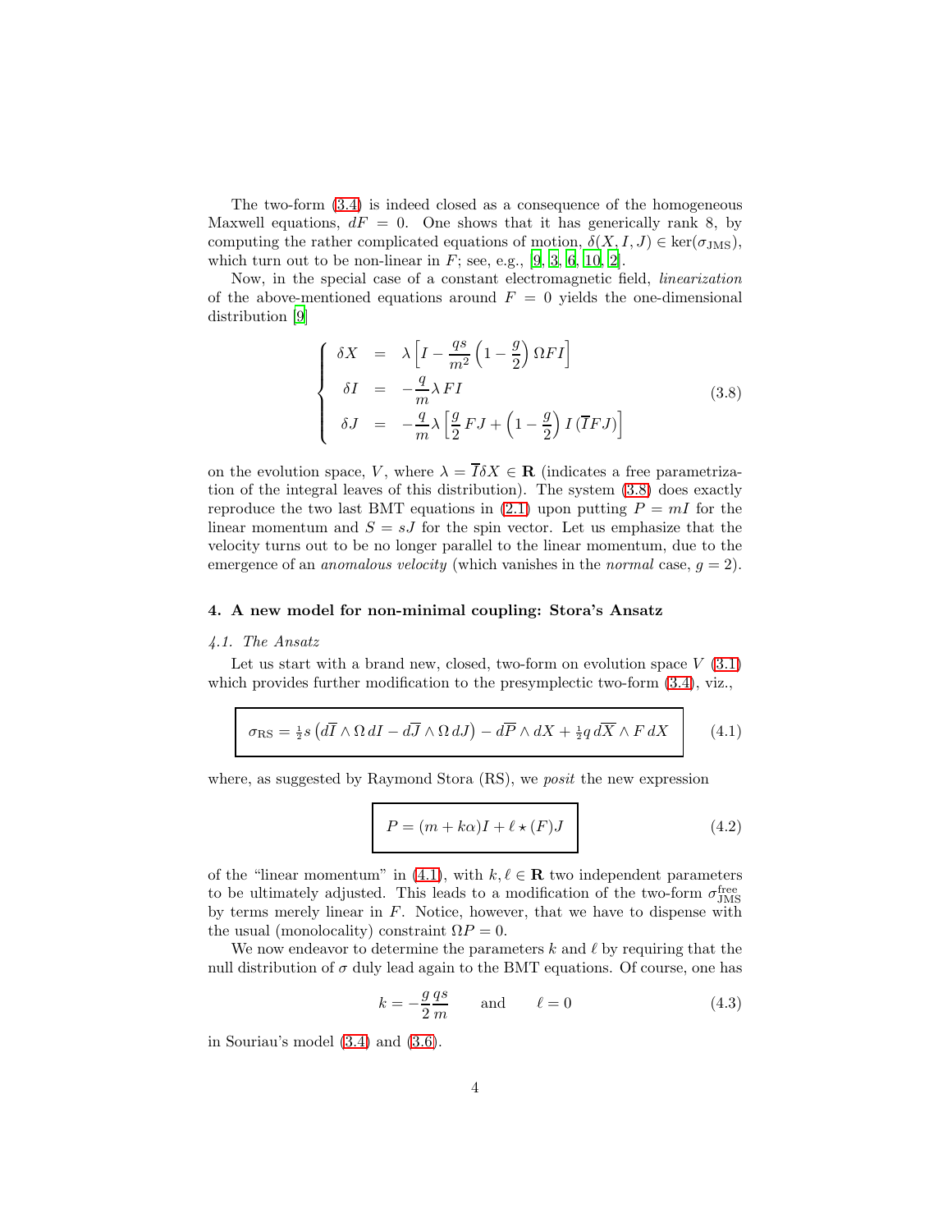The two-form (3.4) is indeed closed as a consequence of the homogeneous Maxwell equations, $dF = 0$. One shows that it has generically rank 8, by computing the rather complicated equations of motion, $\delta(X, I, J) \in \ker(\sigma_{\mathrm{JMS}})$, which turn out to be non-linear in $F$; see, e.g., [9, 3, 6, 10, 2].

Now, in the special case of a constant electromagnetic field, *linearization* of the above-mentioned equations around $F = 0$ yields the one-dimensional distribution [9]

$$
\left\{
\begin{array}{rcl}
\delta X & = & \lambda \left[ I - \dfrac{qs}{m^2} \left(1 - \dfrac{g}{2}\right) \Omega F I \right] \\
\delta I & = & -\dfrac{q}{m} \lambda F I \\
\delta J & = & -\dfrac{q}{m} \lambda \left[ \dfrac{g}{2} F J + \left(1 - \dfrac{g}{2}\right) I \left(\overline{I} F J\right) \right]
\end{array}
\right.
\tag{3.8}
$$

on the evolution space, $V$, where $\lambda = \overline{I}\delta X \in \mathbf{R}$ (indicates a free parametrization of the integral leaves of this distribution). The system (3.8) does exactly reproduce the two last BMT equations in (2.1) upon putting $P = mI$ for the linear momentum and $S = sJ$ for the spin vector. Let us emphasize that the velocity turns out to be no longer parallel to the linear momentum, due to the emergence of an *anomalous velocity* (which vanishes in the *normal* case, $g = 2$).

## 4. A new model for non-minimal coupling: Stora's Ansatz

### *4.1. The Ansatz*

Let us start with a brand new, closed, two-form on evolution space $V$ (3.1) which provides further modification to the presymplectic two-form (3.4), viz.,

$$
\boxed{\sigma_{\mathrm{RS}} = \tfrac{1}{2} s \left( d\overline{I} \wedge \Omega \, dI - d\overline{J} \wedge \Omega \, dJ \right) - d\overline{P} \wedge dX + \tfrac{1}{2} q \, d\overline{X} \wedge F \, dX}
\tag{4.1}
$$

where, as suggested by Raymond Stora (RS), we *posit* the new expression

$$
\boxed{P = (m + k\alpha) I + \ell \star (F) J}
\tag{4.2}
$$

of the "linear momentum" in (4.1), with $k, \ell \in \mathbf{R}$ two independent parameters to be ultimately adjusted. This leads to a modification of the two-form $\sigma_{\mathrm{JMS}}^{\mathrm{free}}$ by terms merely linear in $F$. Notice, however, that we have to dispense with the usual (monolocality) constraint $\Omega P = 0$.

We now endeavor to determine the parameters $k$ and $\ell$ by requiring that the null distribution of $\sigma$ duly lead again to the BMT equations. Of course, one has

$$
k = -\frac{g}{2} \frac{qs}{m} \qquad \text{and} \qquad \ell = 0
\tag{4.3}
$$

in Souriau's model (3.4) and (3.6).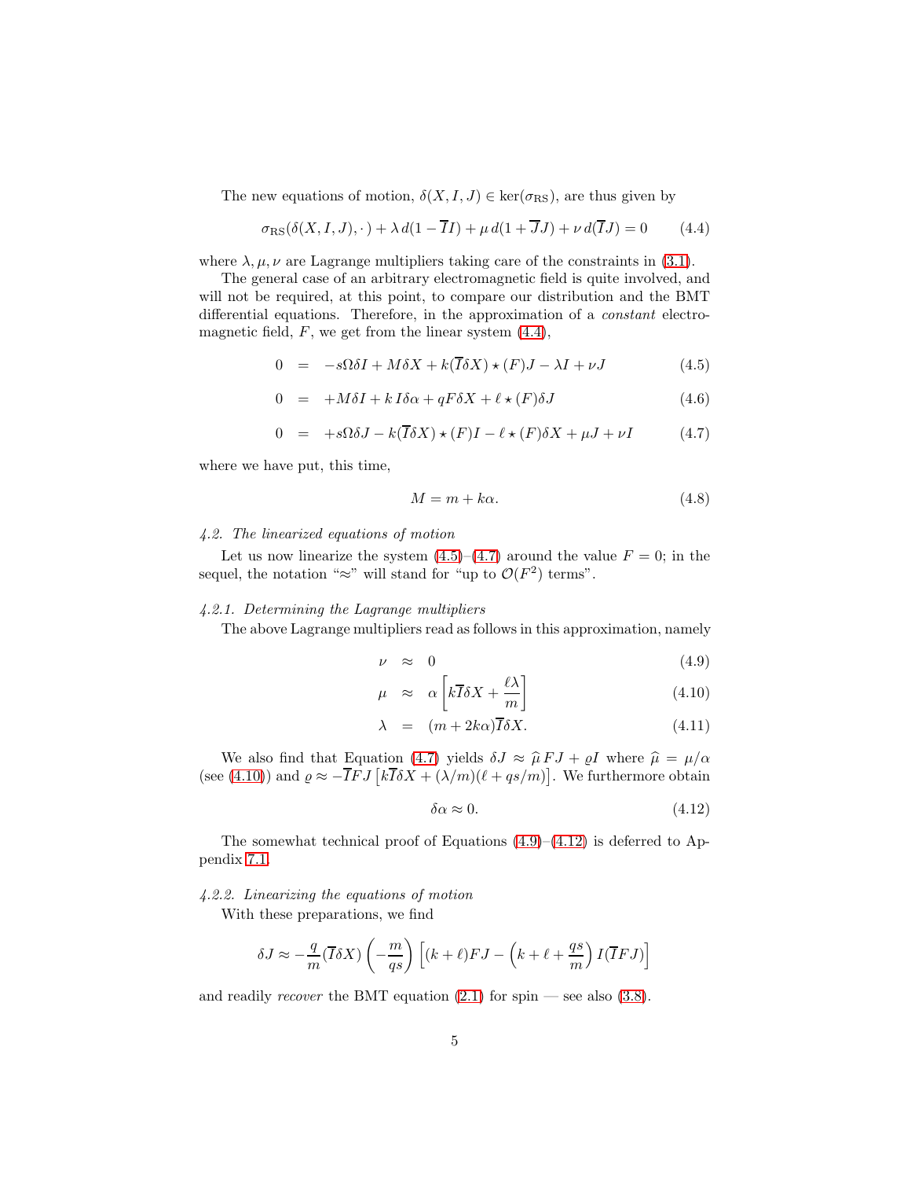The new equations of motion, $\delta(X, I, J) \in \ker(\sigma_{\mathrm{RS}})$, are thus given by

$$\sigma_{\mathrm{RS}}(\delta(X, I, J), \cdot\,) + \lambda\, d(1 - \overline{I}I) + \mu\, d(1 + \overline{J}J) + \nu\, d(\overline{I}J) = 0 \tag{4.4}$$

where $\lambda, \mu, \nu$ are Lagrange multipliers taking care of the constraints in (3.1).

The general case of an arbitrary electromagnetic field is quite involved, and will not be required, at this point, to compare our distribution and the BMT differential equations. Therefore, in the approximation of a *constant* electromagnetic field, $F$, we get from the linear system (4.4),

$$0 = -s\Omega\delta I + M\delta X + k(\overline{I}\delta X) \star (F)J - \lambda I + \nu J \tag{4.5}$$

$$0 = +M\delta I + k\, I\delta\alpha + qF\delta X + \ell \star (F)\delta J \tag{4.6}$$

$$0 = +s\Omega\delta J - k(\overline{I}\delta X) \star (F)I - \ell \star (F)\delta X + \mu J + \nu I \tag{4.7}$$

where we have put, this time,

$$M = m + k\alpha. \tag{4.8}$$

### *4.2. The linearized equations of motion*

Let us now linearize the system (4.5)–(4.7) around the value $F = 0$; in the sequel, the notation "$\approx$" will stand for "up to $\mathcal{O}(F^2)$ terms".

#### *4.2.1. Determining the Lagrange multipliers*

The above Lagrange multipliers read as follows in this approximation, namely

$$\nu \approx 0 \tag{4.9}$$

$$\mu \approx \alpha\left[k\overline{I}\delta X + \frac{\ell\lambda}{m}\right] \tag{4.10}$$

$$\lambda = (m + 2k\alpha)\overline{I}\delta X. \tag{4.11}$$

We also find that Equation (4.7) yields $\delta J \approx \widehat{\mu}\, FJ + \varrho I$ where $\widehat{\mu} = \mu/\alpha$ (see (4.10)) and $\varrho \approx -\overline{I}FJ\left[k\overline{I}\delta X + (\lambda/m)(\ell + qs/m)\right]$. We furthermore obtain

$$\delta\alpha \approx 0. \tag{4.12}$$

The somewhat technical proof of Equations (4.9)–(4.12) is deferred to Appendix 7.1.

#### *4.2.2. Linearizing the equations of motion*

With these preparations, we find

$$\delta J \approx -\frac{q}{m}(\overline{I}\delta X)\left(-\frac{m}{qs}\right)\left[(k+\ell)FJ - \left(k + \ell + \frac{qs}{m}\right)I(\overline{I}FJ)\right]$$

and readily *recover* the BMT equation (2.1) for spin — see also (3.8).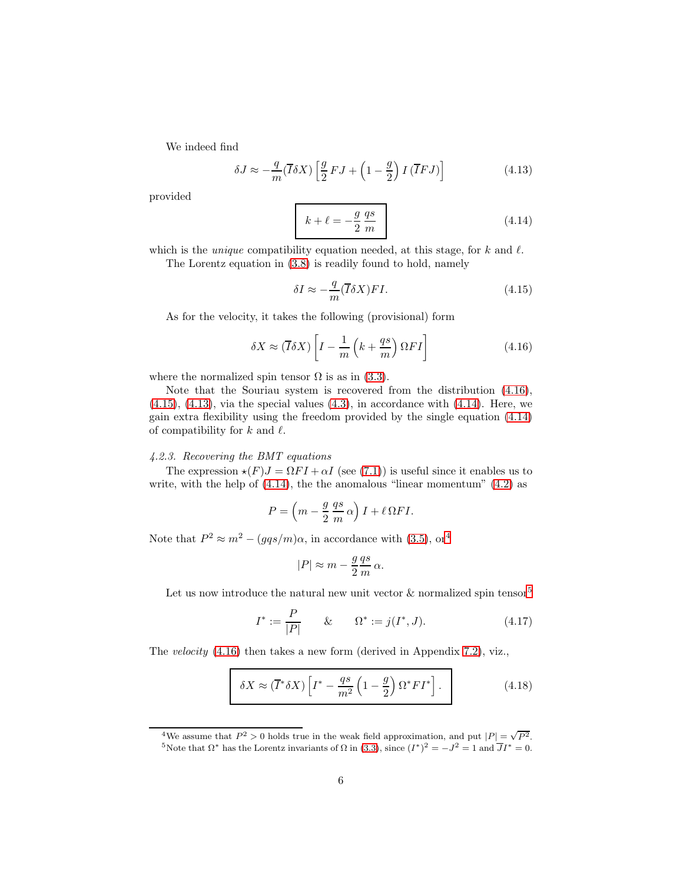We indeed find

$$\delta J \approx -\frac{q}{m}(\overline{I}\delta X)\left[\frac{g}{2}\,FJ + \left(1-\frac{g}{2}\right)I\,(\overline{I}FJ)\right] \tag{4.13}$$

provided

$$\boxed{k+\ell = -\frac{g}{2}\,\frac{qs}{m}} \tag{4.14}$$

which is the *unique* compatibility equation needed, at this stage, for $k$ and $\ell$.

The Lorentz equation in (3.8) is readily found to hold, namely

$$\delta I \approx -\frac{q}{m}(\overline{I}\delta X)FI. \tag{4.15}$$

As for the velocity, it takes the following (provisional) form

$$\delta X \approx (\overline{I}\delta X)\left[I - \frac{1}{m}\left(k+\frac{qs}{m}\right)\Omega FI\right] \tag{4.16}$$

where the normalized spin tensor $\Omega$ is as in (3.3).

Note that the Souriau system is recovered from the distribution (4.16), (4.15), (4.13), via the special values (4.3), in accordance with (4.14). Here, we gain extra flexibility using the freedom provided by the single equation (4.14) of compatibility for $k$ and $\ell$.

#### 4.2.3. Recovering the BMT equations

The expression $\star(F)J = \Omega FI + \alpha I$ (see (7.1)) is useful since it enables us to write, with the help of (4.14), the the anomalous "linear momentum" (4.2) as

$$P = \left(m - \frac{g}{2}\,\frac{qs}{m}\,\alpha\right)I + \ell\,\Omega FI.$$

Note that $P^2 \approx m^2 - (gqs/m)\alpha$, in accordance with (3.5), or[4]

$$|P| \approx m - \frac{g}{2}\frac{qs}{m}\,\alpha.$$

Let us now introduce the natural new unit vector & normalized spin tensor[5]

$$I^* := \frac{P}{|P|} \qquad \& \qquad \Omega^* := j(I^*, J). \tag{4.17}$$

The *velocity* (4.16) then takes a new form (derived in Appendix 7.2), viz.,

$$\boxed{\delta X \approx (\overline{I}^*\delta X)\left[I^* - \frac{qs}{m^2}\left(1-\frac{g}{2}\right)\Omega^* FI^*\right].} \tag{4.18}$$

[4] We assume that $P^2 > 0$ holds true in the weak field approximation, and put $|P| = \sqrt{P^2}$.

[5] Note that $\Omega^*$ has the Lorentz invariants of $\Omega$ in (3.3), since $(I^*)^2 = -J^2 = 1$ and $\overline{J}I^* = 0$.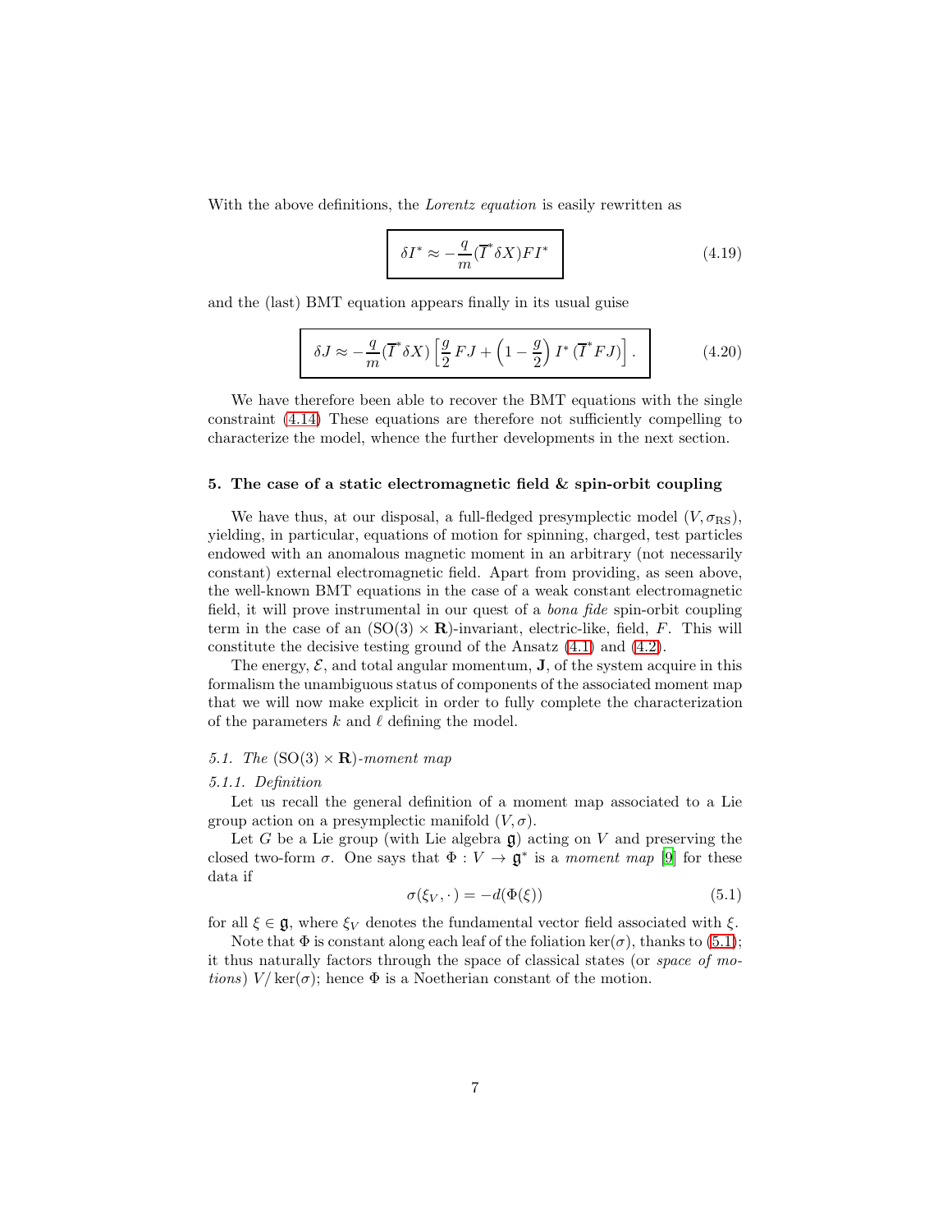With the above definitions, the *Lorentz equation* is easily rewritten as

$$\boxed{\delta I^* \approx -\frac{q}{m}(\overline{I}^* \delta X) F I^*} \tag{4.19}$$

and the (last) BMT equation appears finally in its usual guise

$$\boxed{\delta J \approx -\frac{q}{m}(\overline{I}^* \delta X)\left[\frac{g}{2} F J + \left(1 - \frac{g}{2}\right) I^* \left(\overline{I}^* F J\right)\right].} \tag{4.20}$$

We have therefore been able to recover the BMT equations with the single constraint (4.14) These equations are therefore not sufficiently compelling to characterize the model, whence the further developments in the next section.

## 5. The case of a static electromagnetic field & spin-orbit coupling

We have thus, at our disposal, a full-fledged presymplectic model $(V, \sigma_{\mathrm{RS}})$, yielding, in particular, equations of motion for spinning, charged, test particles endowed with an anomalous magnetic moment in an arbitrary (not necessarily constant) external electromagnetic field. Apart from providing, as seen above, the well-known BMT equations in the case of a weak constant electromagnetic field, it will prove instrumental in our quest of a *bona fide* spin-orbit coupling term in the case of an $(\mathrm{SO}(3) \times \mathbf{R})$-invariant, electric-like, field, $F$. This will constitute the decisive testing ground of the Ansatz (4.1) and (4.2).

The energy, $\mathcal{E}$, and total angular momentum, $\mathbf{J}$, of the system acquire in this formalism the unambiguous status of components of the associated moment map that we will now make explicit in order to fully complete the characterization of the parameters $k$ and $\ell$ defining the model.

### *5.1. The* $(\mathrm{SO}(3) \times \mathbf{R})$*-moment map*

#### *5.1.1. Definition*

Let us recall the general definition of a moment map associated to a Lie group action on a presymplectic manifold $(V, \sigma)$.

Let $G$ be a Lie group (with Lie algebra $\mathfrak{g}$) acting on $V$ and preserving the closed two-form $\sigma$. One says that $\Phi : V \to \mathfrak{g}^*$ is a *moment map* [9] for these data if

$$\sigma(\xi_V, \,\cdot\,) = -d(\Phi(\xi)) \tag{5.1}$$

for all $\xi \in \mathfrak{g}$, where $\xi_V$ denotes the fundamental vector field associated with $\xi$.

Note that $\Phi$ is constant along each leaf of the foliation $\ker(\sigma)$, thanks to (5.1); it thus naturally factors through the space of classical states (or *space of motions*) $V/\ker(\sigma)$; hence $\Phi$ is a Noetherian constant of the motion.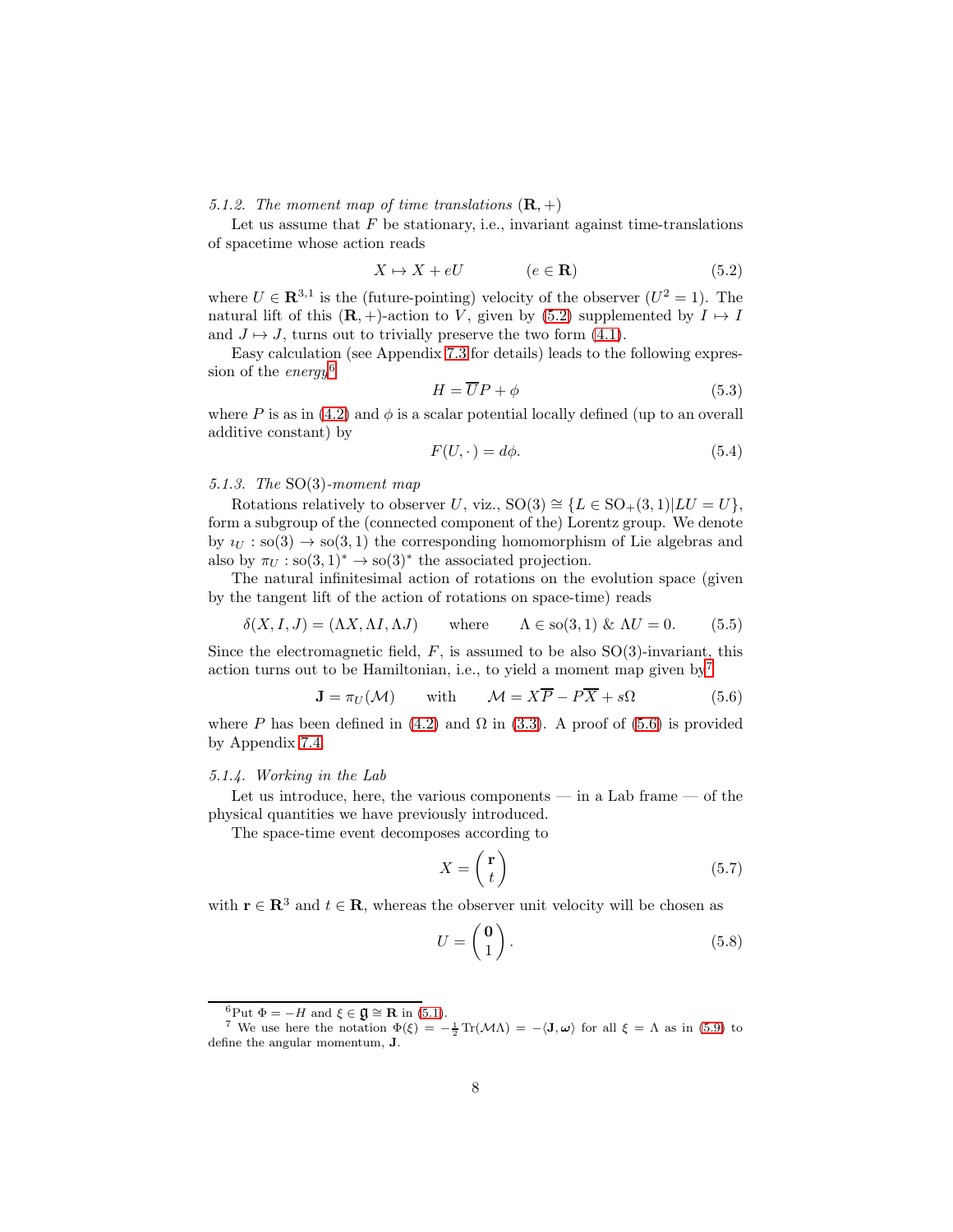*5.1.2. The moment map of time translations* $(\mathbf{R},+)$

Let us assume that $F$ be stationary, i.e., invariant against time-translations of spacetime whose action reads

$$X \mapsto X + eU \qquad (e \in \mathbf{R}) \tag{5.2}$$

where $U \in \mathbf{R}^{3,1}$ is the (future-pointing) velocity of the observer ($U^2 = 1$). The natural lift of this $(\mathbf{R},+)$-action to $V$, given by (5.2) supplemented by $I \mapsto I$ and $J \mapsto J$, turns out to trivially preserve the two form (4.1).

Easy calculation (see Appendix 7.3 for details) leads to the following expression of the *energy*[6]

$$H = \overline{U}P + \phi \tag{5.3}$$

where $P$ is as in (4.2) and $\phi$ is a scalar potential locally defined (up to an overall additive constant) by

$$F(U,\cdot) = d\phi. \tag{5.4}$$

*5.1.3. The* $\mathrm{SO}(3)$*-moment map*

Rotations relatively to observer $U$, viz., $\mathrm{SO}(3) \cong \{L \in \mathrm{SO}_+(3,1) | LU = U\}$, form a subgroup of the (connected component of the) Lorentz group. We denote by $\imath_U : \mathrm{so}(3) \to \mathrm{so}(3,1)$ the corresponding homomorphism of Lie algebras and also by $\pi_U : \mathrm{so}(3,1)^* \to \mathrm{so}(3)^*$ the associated projection.

The natural infinitesimal action of rotations on the evolution space (given by the tangent lift of the action of rotations on space-time) reads

$$\delta(X,I,J) = (\Lambda X, \Lambda I, \Lambda J) \qquad \text{where} \qquad \Lambda \in \mathrm{so}(3,1) \;\&\; \Lambda U = 0. \tag{5.5}$$

Since the electromagnetic field, $F$, is assumed to be also $\mathrm{SO}(3)$-invariant, this action turns out to be Hamiltonian, i.e., to yield a moment map given by[7]

$$\mathbf{J} = \pi_U(\mathcal{M}) \qquad \text{with} \qquad \mathcal{M} = X\overline{P} - P\overline{X} + s\Omega \tag{5.6}$$

where $P$ has been defined in (4.2) and $\Omega$ in (3.3). A proof of (5.6) is provided by Appendix 7.4.

*5.1.4. Working in the Lab*

Let us introduce, here, the various components — in a Lab frame — of the physical quantities we have previously introduced.

The space-time event decomposes according to

$$X = \begin{pmatrix} \mathbf{r} \\ t \end{pmatrix} \tag{5.7}$$

with $\mathbf{r} \in \mathbf{R}^3$ and $t \in \mathbf{R}$, whereas the observer unit velocity will be chosen as

$$U = \begin{pmatrix} \mathbf{0} \\ 1 \end{pmatrix}. \tag{5.8}$$

---

[6] Put $\Phi = -H$ and $\xi \in \mathfrak{g} \cong \mathbf{R}$ in (5.1).

[7] We use here the notation $\Phi(\xi) = -\frac{1}{2}\mathrm{Tr}(\mathcal{M}\Lambda) = -\langle \mathbf{J}, \boldsymbol{\omega} \rangle$ for all $\xi = \Lambda$ as in (5.9) to define the angular momentum, $\mathbf{J}$.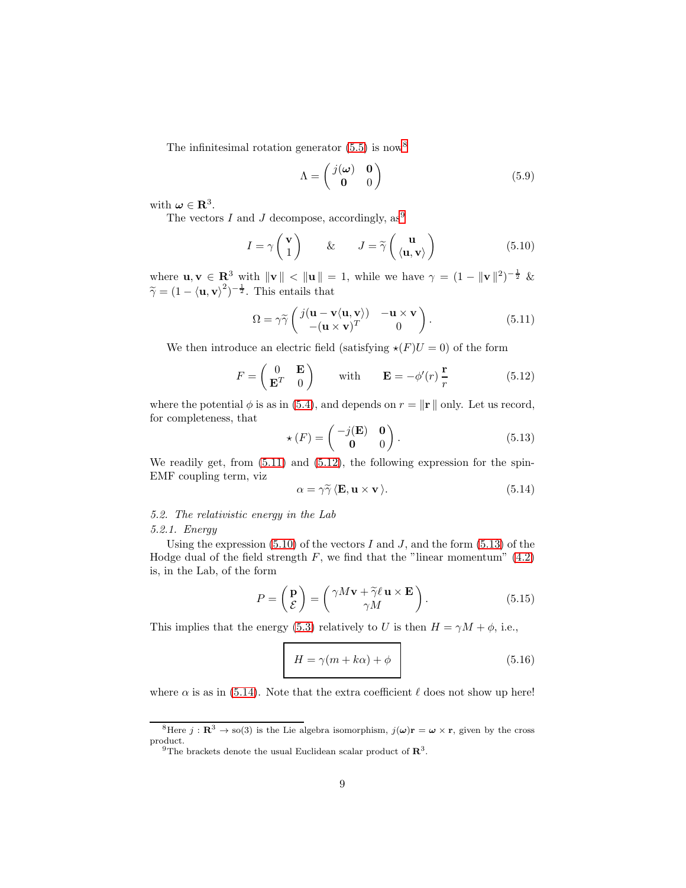The infinitesimal rotation generator (5.5) is now[8]

$$\Lambda = \begin{pmatrix} j(\boldsymbol{\omega}) & \mathbf{0} \\ \mathbf{0} & 0 \end{pmatrix} \tag{5.9}$$

with $\boldsymbol{\omega} \in \mathbf{R}^3$.

The vectors $I$ and $J$ decompose, accordingly, as[9]

$$I = \gamma \begin{pmatrix} \mathbf{v} \\ 1 \end{pmatrix} \qquad \& \qquad J = \widetilde{\gamma} \begin{pmatrix} \mathbf{u} \\ \langle \mathbf{u}, \mathbf{v} \rangle \end{pmatrix} \tag{5.10}$$

where $\mathbf{u}, \mathbf{v} \in \mathbf{R}^3$ with $\|\mathbf{v}\| < \|\mathbf{u}\| = 1$, while we have $\gamma = (1 - \|\mathbf{v}\|^2)^{-\frac{1}{2}}$ & $\widetilde{\gamma} = (1 - \langle \mathbf{u}, \mathbf{v} \rangle^2)^{-\frac{1}{2}}$. This entails that

$$\Omega = \gamma \widetilde{\gamma} \begin{pmatrix} j(\mathbf{u} - \mathbf{v}\langle \mathbf{u}, \mathbf{v} \rangle) & -\mathbf{u} \times \mathbf{v} \\ -(\mathbf{u} \times \mathbf{v})^T & 0 \end{pmatrix}. \tag{5.11}$$

We then introduce an electric field (satisfying $\star(F)U = 0$) of the form

$$F = \begin{pmatrix} 0 & \mathbf{E} \\ \mathbf{E}^T & 0 \end{pmatrix} \qquad \text{with} \qquad \mathbf{E} = -\phi'(r)\,\frac{\mathbf{r}}{r} \tag{5.12}$$

where the potential $\phi$ is as in (5.4), and depends on $r = \|\mathbf{r}\|$ only. Let us record, for completeness, that

$$\star(F) = \begin{pmatrix} -j(\mathbf{E}) & \mathbf{0} \\ \mathbf{0} & 0 \end{pmatrix}. \tag{5.13}$$

We readily get, from (5.11) and (5.12), the following expression for the spin-EMF coupling term, viz

$$\alpha = \gamma \widetilde{\gamma}\, \langle \mathbf{E}, \mathbf{u} \times \mathbf{v} \rangle. \tag{5.14}$$

*5.2. The relativistic energy in the Lab*

*5.2.1. Energy*

Using the expression (5.10) of the vectors $I$ and $J$, and the form (5.13) of the Hodge dual of the field strength $F$, we find that the "linear momentum" (4.2) is, in the Lab, of the form

$$P = \begin{pmatrix} \mathbf{p} \\ \mathcal{E} \end{pmatrix} = \begin{pmatrix} \gamma M \mathbf{v} + \widetilde{\gamma} \ell\, \mathbf{u} \times \mathbf{E} \\ \gamma M \end{pmatrix}. \tag{5.15}$$

This implies that the energy (5.3) relatively to $U$ is then $H = \gamma M + \phi$, i.e.,

$$\boxed{H = \gamma(m + k\alpha) + \phi} \tag{5.16}$$

where $\alpha$ is as in (5.14). Note that the extra coefficient $\ell$ does not show up here!

---

[8] Here $j : \mathbf{R}^3 \to \mathrm{so}(3)$ is the Lie algebra isomorphism, $j(\boldsymbol{\omega})\mathbf{r} = \boldsymbol{\omega} \times \mathbf{r}$, given by the cross product.

[9] The brackets denote the usual Euclidean scalar product of $\mathbf{R}^3$.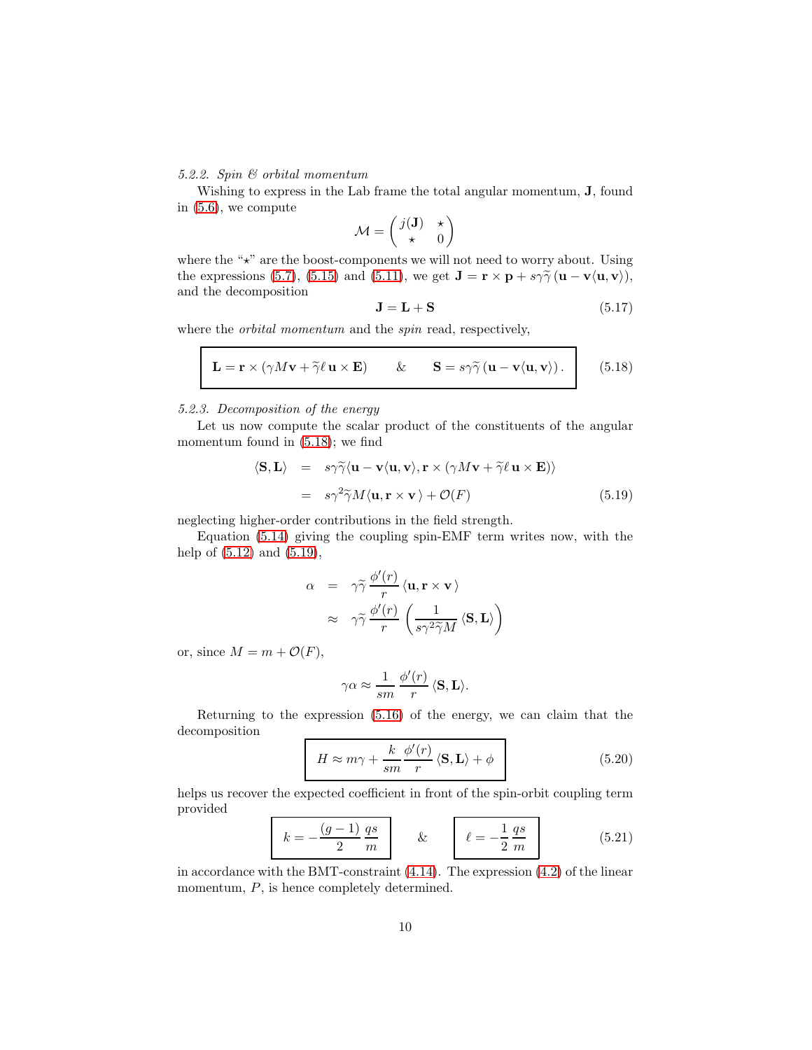#### 5.2.2. *Spin & orbital momentum*

Wishing to express in the Lab frame the total angular momentum, $\mathbf{J}$, found in (5.6), we compute

$$\mathcal{M} = \begin{pmatrix} j(\mathbf{J}) & \star \\ \star & 0 \end{pmatrix}$$

where the "$\star$" are the boost-components we will not need to worry about. Using the expressions (5.7), (5.15) and (5.11), we get $\mathbf{J} = \mathbf{r} \times \mathbf{p} + s\gamma\widetilde{\gamma}\,(\mathbf{u} - \mathbf{v}\langle \mathbf{u}, \mathbf{v}\rangle)$, and the decomposition

$$\mathbf{J} = \mathbf{L} + \mathbf{S} \tag{5.17}$$

where the *orbital momentum* and the *spin* read, respectively,

$$\boxed{\mathbf{L} = \mathbf{r} \times (\gamma M \mathbf{v} + \widetilde{\gamma}\ell\, \mathbf{u} \times \mathbf{E}) \qquad \& \qquad \mathbf{S} = s\gamma\widetilde{\gamma}\,(\mathbf{u} - \mathbf{v}\langle \mathbf{u}, \mathbf{v}\rangle).} \tag{5.18}$$

#### 5.2.3. *Decomposition of the energy*

Let us now compute the scalar product of the constituents of the angular momentum found in (5.18); we find

$$\begin{aligned}
\langle \mathbf{S}, \mathbf{L} \rangle &= s\gamma\widetilde{\gamma}\langle \mathbf{u} - \mathbf{v}\langle \mathbf{u}, \mathbf{v}\rangle, \mathbf{r} \times (\gamma M \mathbf{v} + \widetilde{\gamma}\ell\, \mathbf{u} \times \mathbf{E})\rangle \\
&= s\gamma^2\widetilde{\gamma} M \langle \mathbf{u}, \mathbf{r} \times \mathbf{v}\,\rangle + \mathcal{O}(F)
\end{aligned} \tag{5.19}$$

neglecting higher-order contributions in the field strength.

Equation (5.14) giving the coupling spin-EMF term writes now, with the help of (5.12) and (5.19),

$$\begin{aligned}
\alpha &= \gamma\widetilde{\gamma}\,\frac{\phi'(r)}{r}\,\langle \mathbf{u}, \mathbf{r} \times \mathbf{v}\,\rangle \\
&\approx \gamma\widetilde{\gamma}\,\frac{\phi'(r)}{r}\left(\frac{1}{s\gamma^2\widetilde{\gamma}M}\,\langle \mathbf{S}, \mathbf{L}\rangle\right)
\end{aligned}$$

or, since $M = m + \mathcal{O}(F)$,

$$\gamma\alpha \approx \frac{1}{sm}\,\frac{\phi'(r)}{r}\,\langle \mathbf{S}, \mathbf{L}\rangle.$$

Returning to the expression (5.16) of the energy, we can claim that the decomposition

$$\boxed{H \approx m\gamma + \frac{k}{sm}\,\frac{\phi'(r)}{r}\,\langle \mathbf{S}, \mathbf{L}\rangle + \phi} \tag{5.20}$$

helps us recover the expected coefficient in front of the spin-orbit coupling term provided

$$\boxed{k = -\frac{(g-1)}{2}\,\frac{qs}{m}} \qquad \& \qquad \boxed{\ell = -\frac{1}{2}\,\frac{qs}{m}} \tag{5.21}$$

in accordance with the BMT-constraint (4.14). The expression (4.2) of the linear momentum, $P$, is hence completely determined.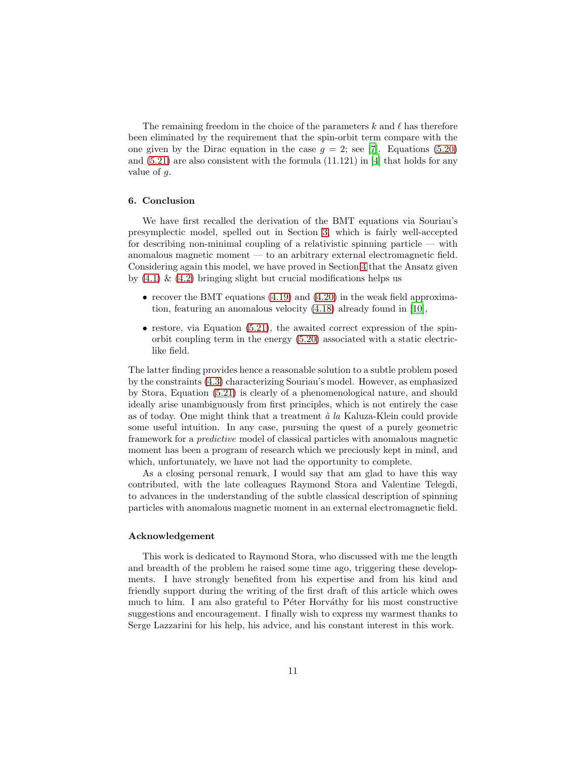The remaining freedom in the choice of the parameters $k$ and $\ell$ has therefore been eliminated by the requirement that the spin-orbit term compare with the one given by the Dirac equation in the case $g = 2$; see [7]. Equations (5.20) and (5.21) are also consistent with the formula (11.121) in [4] that holds for any value of $g$.

### 6. Conclusion

We have first recalled the derivation of the BMT equations via Souriau's presymplectic model, spelled out in Section 3, which is fairly well-accepted for describing non-minimal coupling of a relativistic spinning particle — with anomalous magnetic moment — to an arbitrary external electromagnetic field. Considering again this model, we have proved in Section 4 that the Ansatz given by (4.1) & (4.2) bringing slight but crucial modifications helps us

- recover the BMT equations (4.19) and (4.20) in the weak field approximation, featuring an anomalous velocity (4.18) already found in [10],
- restore, via Equation (5.21), the awaited correct expression of the spin-orbit coupling term in the energy (5.20) associated with a static electric-like field.

The latter finding provides hence a reasonable solution to a subtle problem posed by the constraints (4.3) characterizing Souriau's model. However, as emphasized by Stora, Equation (5.21) is clearly of a phenomenological nature, and should ideally arise unambiguously from first principles, which is not entirely the case as of today. One might think that a treatment *à la* Kaluza-Klein could provide some useful intuition. In any case, pursuing the quest of a purely geometric framework for a *predictive* model of classical particles with anomalous magnetic moment has been a program of research which we preciously kept in mind, and which, unfortunately, we have not had the opportunity to complete.

As a closing personal remark, I would say that am glad to have this way contributed, with the late colleagues Raymond Stora and Valentine Telegdi, to advances in the understanding of the subtle classical description of spinning particles with anomalous magnetic moment in an external electromagnetic field.

### Acknowledgement

This work is dedicated to Raymond Stora, who discussed with me the length and breadth of the problem he raised some time ago, triggering these developments. I have strongly benefited from his expertise and from his kind and friendly support during the writing of the first draft of this article which owes much to him. I am also grateful to Péter Horváthy for his most constructive suggestions and encouragement. I finally wish to express my warmest thanks to Serge Lazzarini for his help, his advice, and his constant interest in this work.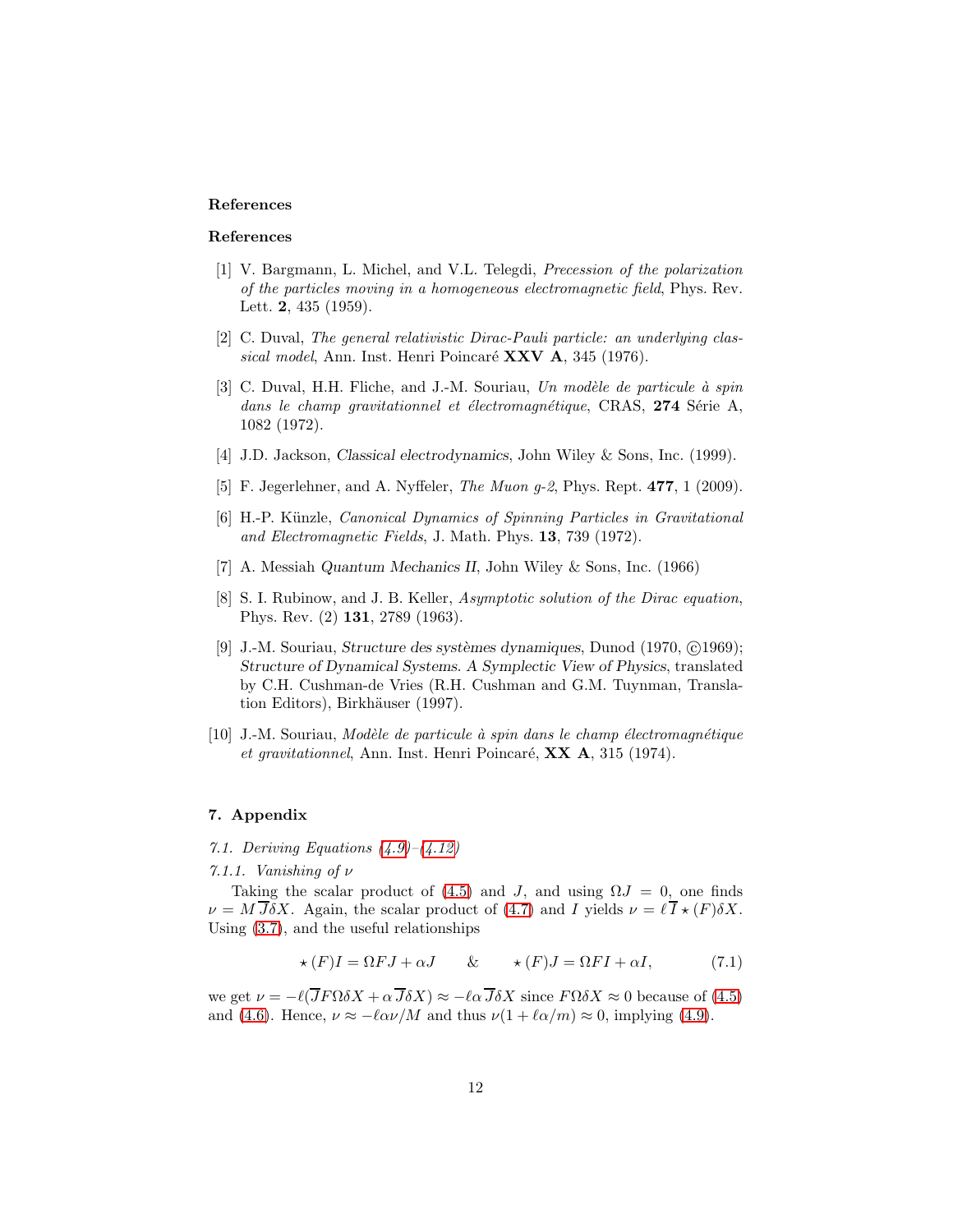## References

## References

[1] V. Bargmann, L. Michel, and V.L. Telegdi, *Precession of the polarization of the particles moving in a homogeneous electromagnetic field*, Phys. Rev. Lett. **2**, 435 (1959).

[2] C. Duval, *The general relativistic Dirac-Pauli particle: an underlying classical model*, Ann. Inst. Henri Poincaré **XXV A**, 345 (1976).

[3] C. Duval, H.H. Fliche, and J.-M. Souriau, *Un modèle de particule à spin dans le champ gravitationnel et électromagnétique*, CRAS, **274** Série A, 1082 (1972).

[4] J.D. Jackson, *Classical electrodynamics*, John Wiley & Sons, Inc. (1999).

[5] F. Jegerlehner, and A. Nyffeler, *The Muon g-2*, Phys. Rept. **477**, 1 (2009).

[6] H.-P. Künzle, *Canonical Dynamics of Spinning Particles in Gravitational and Electromagnetic Fields*, J. Math. Phys. **13**, 739 (1972).

[7] A. Messiah *Quantum Mechanics II*, John Wiley & Sons, Inc. (1966)

[8] S. I. Rubinow, and J. B. Keller, *Asymptotic solution of the Dirac equation*, Phys. Rev. (2) **131**, 2789 (1963).

[9] J.-M. Souriau, *Structure des systèmes dynamiques*, Dunod (1970, ©1969); *Structure of Dynamical Systems. A Symplectic View of Physics*, translated by C.H. Cushman-de Vries (R.H. Cushman and G.M. Tuynman, Translation Editors), Birkhäuser (1997).

[10] J.-M. Souriau, *Modèle de particule à spin dans le champ électromagnétique et gravitationnel*, Ann. Inst. Henri Poincaré, **XX A**, 315 (1974).

## 7. Appendix

### 7.1. Deriving Equations (4.9)–(4.12)

#### 7.1.1. Vanishing of $\nu$

Taking the scalar product of (4.5) and $J$, and using $\Omega J = 0$, one finds $\nu = M\,\overline{J}\delta X$. Again, the scalar product of (4.7) and $I$ yields $\nu = \ell\,\overline{I} \star(F)\delta X$. Using (3.7), and the useful relationships

$$\star(F)I = \Omega F J + \alpha J \qquad \& \qquad \star(F)J = \Omega F I + \alpha I, \tag{7.1}$$

we get $\nu = -\ell(\overline{J}F\Omega\delta X + \alpha\,\overline{J}\delta X) \approx -\ell\alpha\,\overline{J}\delta X$ since $F\Omega\delta X \approx 0$ because of (4.5) and (4.6). Hence, $\nu \approx -\ell\alpha\nu/M$ and thus $\nu(1 + \ell\alpha/m) \approx 0$, implying (4.9).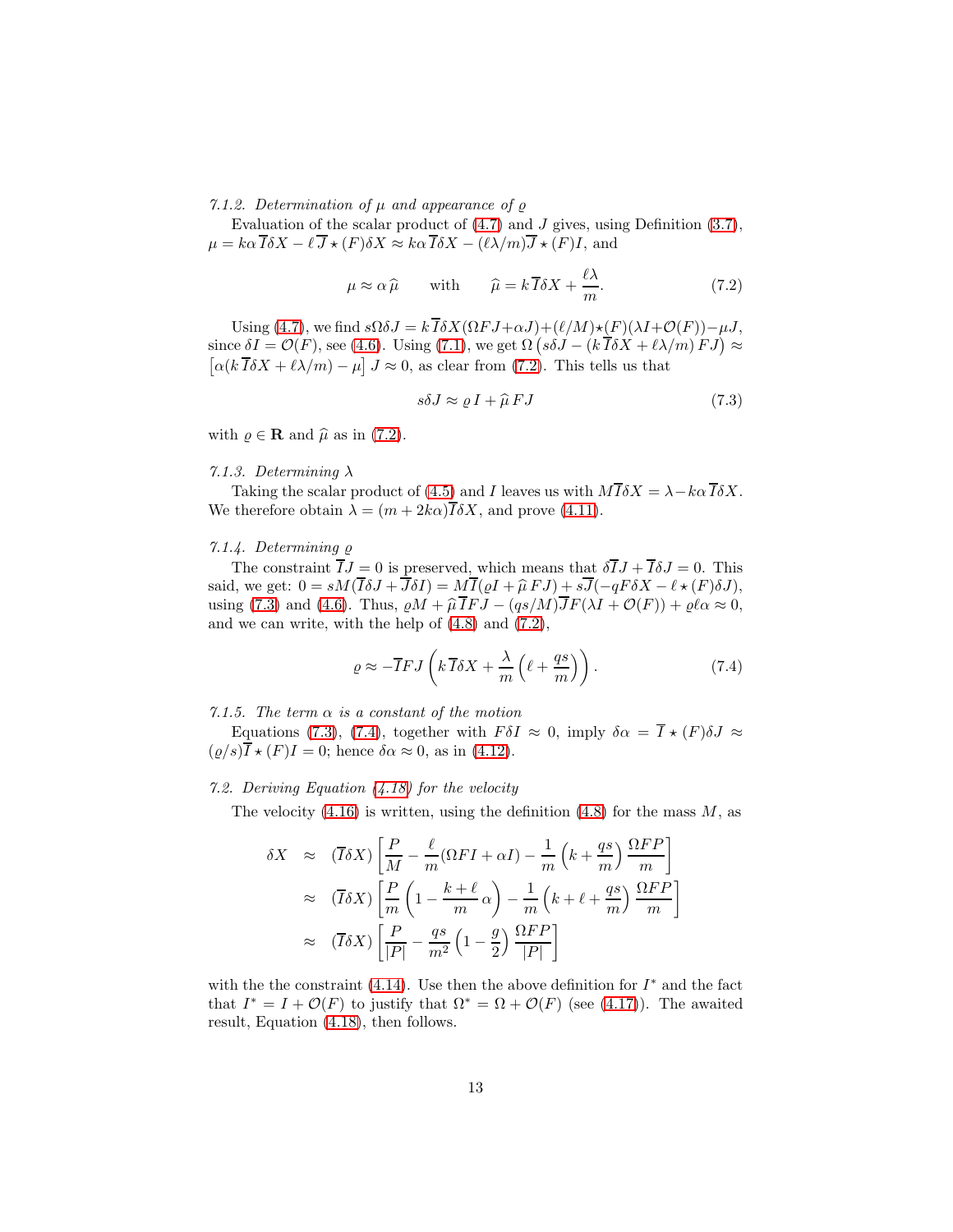*7.1.2. Determination of $\mu$ and appearance of $\varrho$*

Evaluation of the scalar product of (4.7) and $J$ gives, using Definition (3.7), $\mu = k\alpha\,\overline{I}\delta X - \ell\,\overline{J}\star(F)\delta X \approx k\alpha\,\overline{I}\delta X - (\ell\lambda/m)\overline{J}\star(F)I$, and

$$\mu \approx \alpha\,\widehat{\mu} \qquad \text{with} \qquad \widehat{\mu} = k\,\overline{I}\delta X + \frac{\ell\lambda}{m}. \tag{7.2}$$

Using (4.7), we find $s\Omega\delta J = k\,\overline{I}\delta X(\Omega F J + \alpha J) + (\ell/M)\star(F)(\lambda I + \mathcal{O}(F)) - \mu J$, since $\delta I = \mathcal{O}(F)$, see (4.6). Using (7.1), we get $\Omega\left(s\delta J - (k\,\overline{I}\delta X + \ell\lambda/m)\,FJ\right) \approx \left[\alpha(k\,\overline{I}\delta X + \ell\lambda/m) - \mu\right] J \approx 0$, as clear from (7.2). This tells us that

$$s\delta J \approx \varrho\, I + \widehat{\mu}\, FJ \tag{7.3}$$

with $\varrho \in \mathbf{R}$ and $\widehat{\mu}$ as in (7.2).

*7.1.3. Determining $\lambda$*

Taking the scalar product of (4.5) and $I$ leaves us with $M\overline{I}\delta X = \lambda - k\alpha\,\overline{I}\delta X$. We therefore obtain $\lambda = (m + 2k\alpha)\overline{I}\delta X$, and prove (4.11).

*7.1.4. Determining $\varrho$*

The constraint $\overline{I}J = 0$ is preserved, which means that $\delta\overline{I}J + \overline{I}\delta J = 0$. This said, we get: $0 = sM(\overline{I}\delta J + \overline{J}\delta I) = M\overline{I}(\varrho I + \widehat{\mu}\,FJ) + s\overline{J}(-qF\delta X - \ell\star(F)\delta J)$, using (7.3) and (4.6). Thus, $\varrho M + \widehat{\mu}\,\overline{I}FJ - (qs/M)\overline{J}F(\lambda I + \mathcal{O}(F)) + \varrho\ell\alpha \approx 0$, and we can write, with the help of (4.8) and (7.2),

$$\varrho \approx -\overline{I}FJ\left(k\,\overline{I}\delta X + \frac{\lambda}{m}\left(\ell + \frac{qs}{m}\right)\right). \tag{7.4}$$

*7.1.5. The term $\alpha$ is a constant of the motion*

Equations (7.3), (7.4), together with $F\delta I \approx 0$, imply $\delta\alpha = \overline{I}\star(F)\delta J \approx (\varrho/s)\overline{I}\star(F)I = 0$; hence $\delta\alpha \approx 0$, as in (4.12).

*7.2. Deriving Equation (4.18) for the velocity*

The velocity (4.16) is written, using the definition (4.8) for the mass $M$, as

$$\begin{aligned}
\delta X &\approx (\overline{I}\delta X)\left[\frac{P}{M} - \frac{\ell}{m}(\Omega F I + \alpha I) - \frac{1}{m}\left(k + \frac{qs}{m}\right)\frac{\Omega F P}{m}\right] \\
&\approx (\overline{I}\delta X)\left[\frac{P}{m}\left(1 - \frac{k+\ell}{m}\,\alpha\right) - \frac{1}{m}\left(k + \ell + \frac{qs}{m}\right)\frac{\Omega F P}{m}\right] \\
&\approx (\overline{I}\delta X)\left[\frac{P}{|P|} - \frac{qs}{m^2}\left(1 - \frac{g}{2}\right)\frac{\Omega F P}{|P|}\right]
\end{aligned}$$

with the the constraint (4.14). Use then the above definition for $I^*$ and the fact that $I^* = I + \mathcal{O}(F)$ to justify that $\Omega^* = \Omega + \mathcal{O}(F)$ (see (4.17)). The awaited result, Equation (4.18), then follows.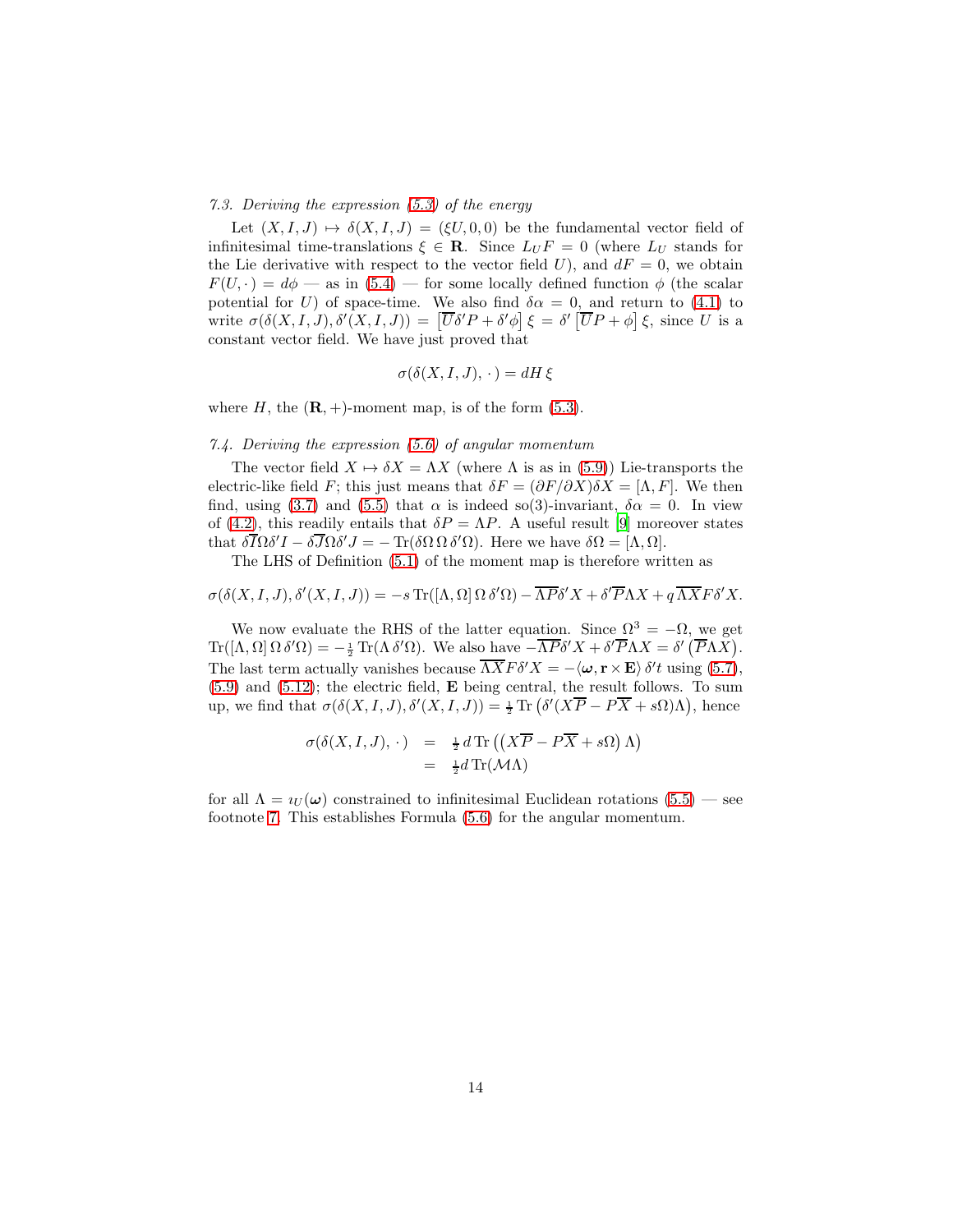### 7.3. Deriving the expression (5.3) of the energy

Let $(X, I, J) \mapsto \delta(X, I, J) = (\xi U, 0, 0)$ be the fundamental vector field of infinitesimal time-translations $\xi \in \mathbf{R}$. Since $L_U F = 0$ (where $L_U$ stands for the Lie derivative with respect to the vector field $U$), and $dF = 0$, we obtain $F(U, \cdot) = d\phi$ — as in (5.4) — for some locally defined function $\phi$ (the scalar potential for $U$) of space-time. We also find $\delta\alpha = 0$, and return to (4.1) to write $\sigma(\delta(X, I, J), \delta'(X, I, J)) = \left[\overline{U}\delta' P + \delta'\phi\right]\xi = \delta'\left[\overline{U}P + \phi\right]\xi$, since $U$ is a constant vector field. We have just proved that

$$\sigma(\delta(X, I, J), \cdot) = dH\,\xi$$

where $H$, the $(\mathbf{R}, +)$-moment map, is of the form (5.3).

### 7.4. Deriving the expression (5.6) of angular momentum

The vector field $X \mapsto \delta X = \Lambda X$ (where $\Lambda$ is as in (5.9)) Lie-transports the electric-like field $F$; this just means that $\delta F = (\partial F/\partial X)\delta X = [\Lambda, F]$. We then find, using (3.7) and (5.5) that $\alpha$ is indeed so(3)-invariant, $\delta\alpha = 0$. In view of (4.2), this readily entails that $\delta P = \Lambda P$. A useful result [9] moreover states that $\delta\overline{I}\Omega\delta' I - \delta\overline{J}\Omega\delta' J = -\operatorname{Tr}(\delta\Omega\,\Omega\,\delta'\Omega)$. Here we have $\delta\Omega = [\Lambda, \Omega]$.

The LHS of Definition (5.1) of the moment map is therefore written as

$$\sigma(\delta(X, I, J), \delta'(X, I, J)) = -s\operatorname{Tr}([\Lambda, \Omega]\,\Omega\,\delta'\Omega) - \overline{\Lambda P}\delta' X + \delta'\overline{P}\Lambda X + q\,\overline{\Lambda X}F\delta' X.$$

We now evaluate the RHS of the latter equation. Since $\Omega^3 = -\Omega$, we get $\operatorname{Tr}([\Lambda, \Omega]\,\Omega\,\delta'\Omega) = -\frac{1}{2}\operatorname{Tr}(\Lambda\,\delta'\Omega)$. We also have $-\overline{\Lambda P}\delta' X + \delta'\overline{P}\Lambda X = \delta'\left(\overline{P}\Lambda X\right)$. The last term actually vanishes because $\overline{\Lambda X}F\delta' X = -\langle\boldsymbol{\omega}, \mathbf{r}\times\mathbf{E}\rangle\,\delta' t$ using (5.7), (5.9) and (5.12); the electric field, $\mathbf{E}$ being central, the result follows. To sum up, we find that $\sigma(\delta(X, I, J), \delta'(X, I, J)) = \frac{1}{2}\operatorname{Tr}\left(\delta'(X\overline{P} - P\overline{X} + s\Omega)\Lambda\right)$, hence

$$\begin{aligned}
\sigma(\delta(X, I, J), \cdot) &= \tfrac{1}{2}\,d\operatorname{Tr}\left(\left(X\overline{P} - P\overline{X} + s\Omega\right)\Lambda\right) \\
&= \tfrac{1}{2}d\operatorname{Tr}(\mathcal{M}\Lambda)
\end{aligned}$$

for all $\Lambda = \imath_U(\boldsymbol{\omega})$ constrained to infinitesimal Euclidean rotations (5.5) — see footnote 7. This establishes Formula (5.6) for the angular momentum.